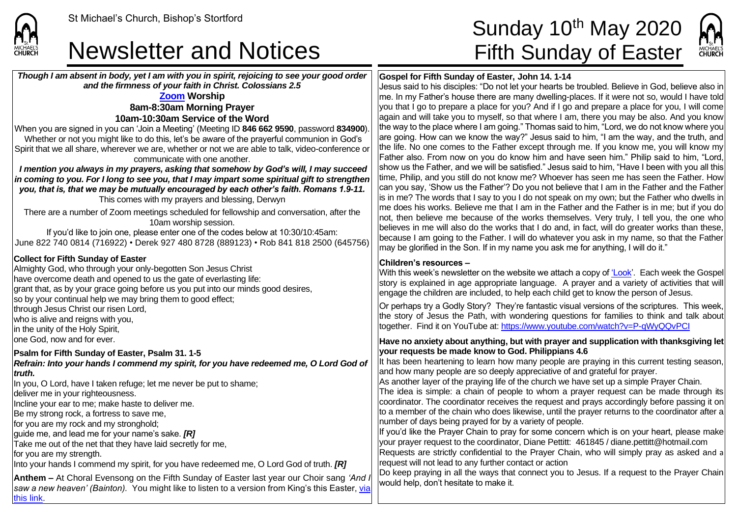St Michael's Church, Bishop's Stortford

# Newsletter and Notices

# Sunday 10th May 2020
# Fifth Sunday of Easter

***Though I am absent in body, yet I am with you in spirit, rejoicing to see your good order and the firmness of your faith in Christ. Colossians 2.5***

**Zoom Worship**

**8am-8:30am Morning Prayer**

**10am-10:30am Service of the Word**

When you are signed in you can 'Join a Meeting' (Meeting ID **846 662 9590**, password **834900**). Whether or not you might like to do this, let's be aware of the prayerful communion in God's Spirit that we all share, wherever we are, whether or not we are able to talk, video-conference or communicate with one another.

***I mention you always in my prayers, asking that somehow by God's will, I may succeed in coming to you. For I long to see you, that I may impart some spiritual gift to strengthen you, that is, that we may be mutually encouraged by each other's faith. Romans 1.9-11.***

This comes with my prayers and blessing, Derwyn

There are a number of Zoom meetings scheduled for fellowship and conversation, after the 10am worship session.

If you'd like to join one, please enter one of the codes below at 10:30/10:45am:

June 822 740 0814 (716922) • Derek 927 480 8728 (889123) • Rob 841 818 2500 (645756)

**Collect for Fifth Sunday of Easter**

Almighty God, who through your only-begotten Son Jesus Christ
have overcome death and opened to us the gate of everlasting life:
grant that, as by your grace going before us you put into our minds good desires,
so by your continual help we may bring them to good effect;
through Jesus Christ our risen Lord,
who is alive and reigns with you,
in the unity of the Holy Spirit,
one God, now and for ever.

**Psalm for Fifth Sunday of Easter, Psalm 31. 1-5**

***Refrain: Into your hands I commend my spirit, for you have redeemed me, O Lord God of truth.***

In you, O Lord, have I taken refuge; let me never be put to shame;
deliver me in your righteousness.
Incline your ear to me; make haste to deliver me.
Be my strong rock, a fortress to save me,
for you are my rock and my stronghold;
guide me, and lead me for your name's sake. ***[R]***
Take me out of the net that they have laid secretly for me,
for you are my strength.
Into your hands I commend my spirit, for you have redeemed me, O Lord God of truth. ***[R]***

**Anthem –** At Choral Evensong on the Fifth Sunday of Easter last year our Choir sang *'And I saw a new heaven' (Bainton).* You might like to listen to a version from King's this Easter, via this link.

**Gospel for Fifth Sunday of Easter, John 14. 1-14**

Jesus said to his disciples: "Do not let your hearts be troubled. Believe in God, believe also in me. In my Father's house there are many dwelling-places. If it were not so, would I have told you that I go to prepare a place for you? And if I go and prepare a place for you, I will come again and will take you to myself, so that where I am, there you may be also. And you know the way to the place where I am going." Thomas said to him, "Lord, we do not know where you are going. How can we know the way?" Jesus said to him, "I am the way, and the truth, and the life. No one comes to the Father except through me. If you know me, you will know my Father also. From now on you do know him and have seen him." Philip said to him, "Lord, show us the Father, and we will be satisfied." Jesus said to him, "Have I been with you all this time, Philip, and you still do not know me? Whoever has seen me has seen the Father. How can you say, 'Show us the Father'? Do you not believe that I am in the Father and the Father is in me? The words that I say to you I do not speak on my own; but the Father who dwells in me does his works. Believe me that I am in the Father and the Father is in me; but if you do not, then believe me because of the works themselves. Very truly, I tell you, the one who believes in me will also do the works that I do and, in fact, will do greater works than these, because I am going to the Father. I will do whatever you ask in my name, so that the Father may be glorified in the Son. If in my name you ask me for anything, I will do it."

**Children's resources –**

With this week's newsletter on the website we attach a copy of 'Look'. Each week the Gospel story is explained in age appropriate language. A prayer and a variety of activities that will engage the children are included, to help each child get to know the person of Jesus.

Or perhaps try a Godly Story? They're fantastic visual versions of the scriptures. This week, the story of Jesus the Path, with wondering questions for families to think and talk about together. Find it on YouTube at: https://www.youtube.com/watch?v=P-qWyQQvPCI

**Have no anxiety about anything, but with prayer and supplication with thanksgiving let your requests be made know to God. Philippians 4.6**

It has been heartening to learn how many people are praying in this current testing season, and how many people are so deeply appreciative of and grateful for prayer.

As another layer of the praying life of the church we have set up a simple Prayer Chain.

The idea is simple: a chain of people to whom a prayer request can be made through its coordinator. The coordinator receives the request and prays accordingly before passing it on to a member of the chain who does likewise, until the prayer returns to the coordinator after a number of days being prayed for by a variety of people.

If you'd like the Prayer Chain to pray for some concern which is on your heart, please make your prayer request to the coordinator, Diane Pettitt: 461845 / diane.pettitt@hotmail.com

Requests are strictly confidential to the Prayer Chain, who will simply pray as asked and a request will not lead to any further contact or action

Do keep praying in all the ways that connect you to Jesus. If a request to the Prayer Chain would help, don't hesitate to make it.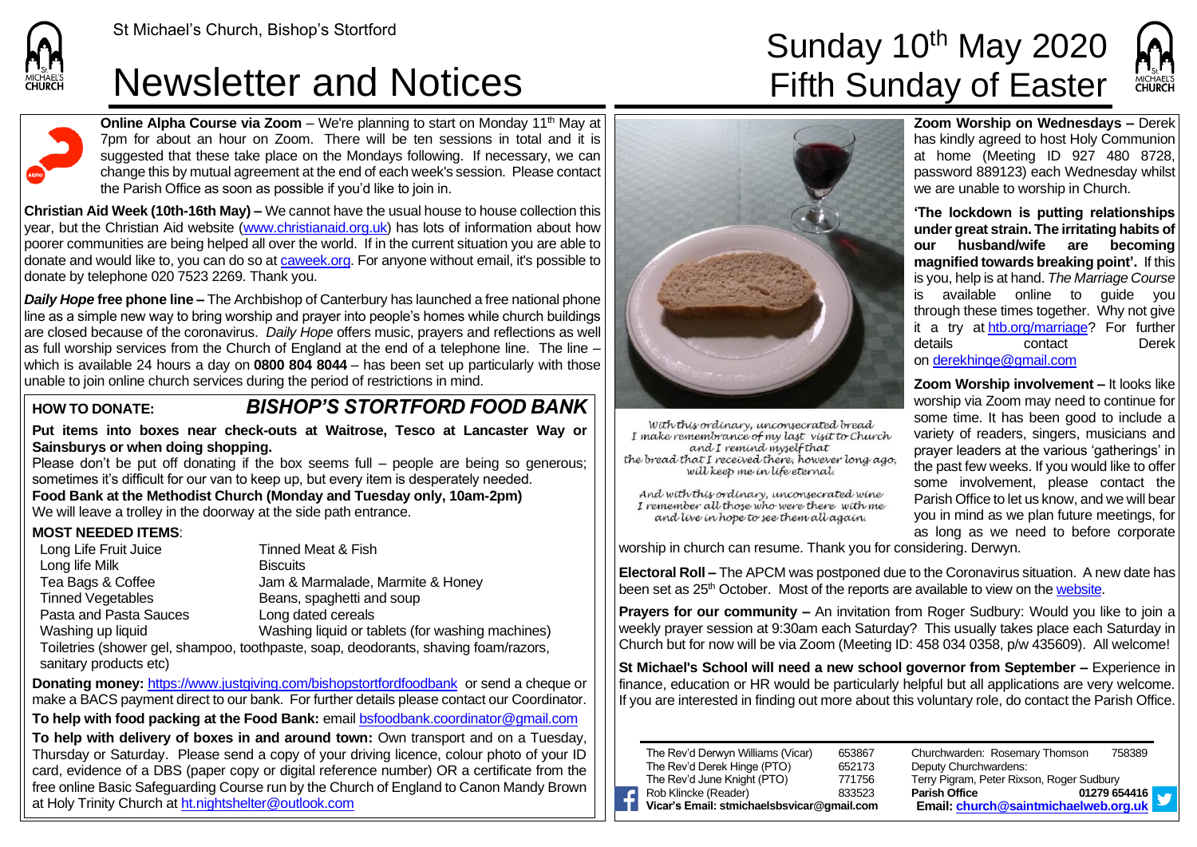St Michael's Church, Bishop's Stortford

# Newsletter and Notices

# Sunday 10th May 2020 Fifth Sunday of Easter

**Online Alpha Course via Zoom** – We're planning to start on Monday 11th May at 7pm for about an hour on Zoom. There will be ten sessions in total and it is suggested that these take place on the Mondays following. If necessary, we can change this by mutual agreement at the end of each week's session. Please contact the Parish Office as soon as possible if you'd like to join in.

**Christian Aid Week (10th-16th May) –** We cannot have the usual house to house collection this year, but the Christian Aid website (www.christianaid.org.uk) has lots of information about how poorer communities are being helped all over the world. If in the current situation you are able to donate and would like to, you can do so at caweek.org. For anyone without email, it's possible to donate by telephone 020 7523 2269. Thank you.

***Daily Hope*** **free phone line –** The Archbishop of Canterbury has launched a free national phone line as a simple new way to bring worship and prayer into people's homes while church buildings are closed because of the coronavirus. *Daily Hope* offers music, prayers and reflections as well as full worship services from the Church of England at the end of a telephone line. The line – which is available 24 hours a day on **0800 804 8044** – has been set up particularly with those unable to join online church services during the period of restrictions in mind.

**HOW TO DONATE:** ***BISHOP'S STORTFORD FOOD BANK***

**Put items into boxes near check-outs at Waitrose, Tesco at Lancaster Way or Sainsburys or when doing shopping.**

Please don't be put off donating if the box seems full – people are being so generous; sometimes it's difficult for our van to keep up, but every item is desperately needed.

**Food Bank at the Methodist Church (Monday and Tuesday only, 10am-2pm)**

We will leave a trolley in the doorway at the side path entrance.

**MOST NEEDED ITEMS**:

| | |
|---|---|
| Long Life Fruit Juice | Tinned Meat & Fish |
| Long life Milk | Biscuits |
| Tea Bags & Coffee | Jam & Marmalade, Marmite & Honey |
| Tinned Vegetables | Beans, spaghetti and soup |
| Pasta and Pasta Sauces | Long dated cereals |
| Washing up liquid | Washing liquid or tablets (for washing machines) |

Toiletries (shower gel, shampoo, toothpaste, soap, deodorants, shaving foam/razors, sanitary products etc)

**Donating money:** https://www.justgiving.com/bishopstortfordfoodbank or send a cheque or make a BACS payment direct to our bank. For further details please contact our Coordinator.

**To help with food packing at the Food Bank:** email bsfoodbank.coordinator@gmail.com

**To help with delivery of boxes in and around town:** Own transport and on a Tuesday, Thursday or Saturday. Please send a copy of your driving licence, colour photo of your ID card, evidence of a DBS (paper copy or digital reference number) OR a certificate from the free online Basic Safeguarding Course run by the Church of England to Canon Mandy Brown at Holy Trinity Church at ht.nightshelter@outlook.com

*With this ordinary, unconsecrated bread I make remembrance of my last visit to Church and I remind myself that the bread that I received there, however long ago, will keep me in life eternal.*

*And with this ordinary, unconsecrated wine I remember all those who were there with me and live in hope to see them all again.*

**Zoom Worship on Wednesdays –** Derek has kindly agreed to host Holy Communion at home (Meeting ID 927 480 8728, password 889123) each Wednesday whilst we are unable to worship in Church.

**'The lockdown is putting relationships under great strain. The irritating habits of our husband/wife are becoming magnified towards breaking point'.** If this is you, help is at hand. *The Marriage Course* is available online to guide you through these times together. Why not give it a try at htb.org/marriage? For further details contact Derek on derekhinge@gmail.com

**Zoom Worship involvement –** It looks like worship via Zoom may need to continue for some time. It has been good to include a variety of readers, singers, musicians and prayer leaders at the various 'gatherings' in the past few weeks. If you would like to offer some involvement, please contact the Parish Office to let us know, and we will bear you in mind as we plan future meetings, for as long as we need to before corporate worship in church can resume. Thank you for considering. Derwyn.

**Electoral Roll –** The APCM was postponed due to the Coronavirus situation. A new date has been set as 25th October. Most of the reports are available to view on the website.

**Prayers for our community –** An invitation from Roger Sudbury: Would you like to join a weekly prayer session at 9:30am each Saturday? This usually takes place each Saturday in Church but for now will be via Zoom (Meeting ID: 458 034 0358, p/w 435609). All welcome!

**St Michael's School will need a new school governor from September –** Experience in finance, education or HR would be particularly helpful but all applications are very welcome. If you are interested in finding out more about this voluntary role, do contact the Parish Office.

| | | | |
|---|---|---|---|
| The Rev'd Derwyn Williams (Vicar) | 653867 | Churchwarden: Rosemary Thomson | 758389 |
| The Rev'd Derek Hinge (PTO) | 652173 | Deputy Churchwardens: | |
| The Rev'd June Knight (PTO) | 771756 | Terry Pigram, Peter Rixson, Roger Sudbury | |
| Rob Klincke (Reader) | 833523 | **Parish Office** | **01279 654416** |
| **Vicar's Email: stmichaelsbsvicar@gmail.com** | | **Email: church@saintmichaelweb.org.uk** | |